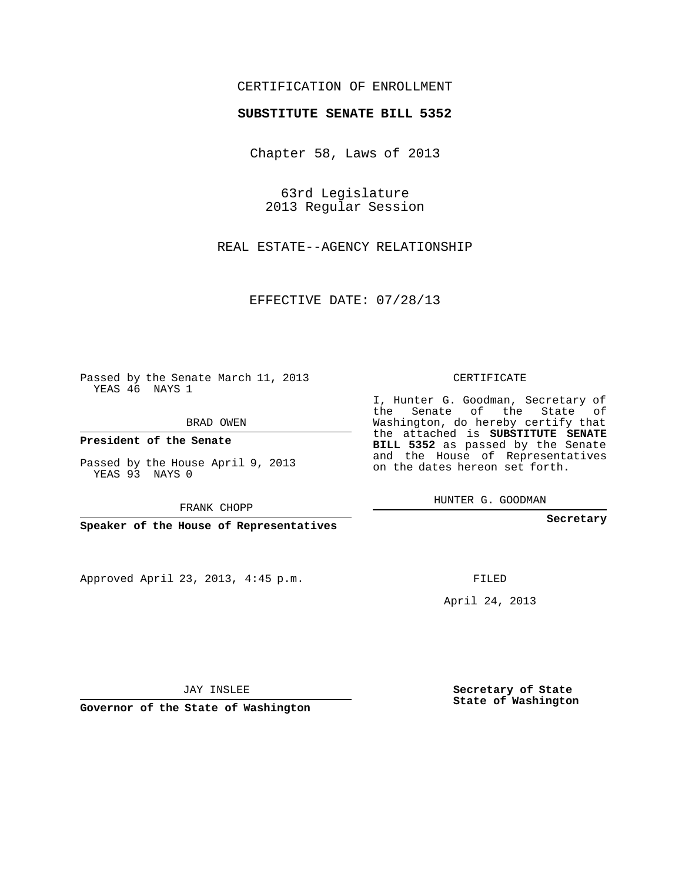CERTIFICATION OF ENROLLMENT

**SUBSTITUTE SENATE BILL 5352**

Chapter 58, Laws of 2013

63rd Legislature
2013 Regular Session

REAL ESTATE--AGENCY RELATIONSHIP

EFFECTIVE DATE: 07/28/13

Passed by the Senate March 11, 2013
YEAS 46 NAYS 1

BRAD OWEN

**President of the Senate**

Passed by the House April 9, 2013
YEAS 93 NAYS 0

FRANK CHOPP

**Speaker of the House of Representatives**

CERTIFICATE

I, Hunter G. Goodman, Secretary of the Senate of the State of Washington, do hereby certify that the attached is **SUBSTITUTE SENATE BILL 5352** as passed by the Senate and the House of Representatives on the dates hereon set forth.

HUNTER G. GOODMAN

**Secretary**

Approved April 23, 2013, 4:45 p.m.

FILED

April 24, 2013

JAY INSLEE

**Governor of the State of Washington**

**Secretary of State**
**State of Washington**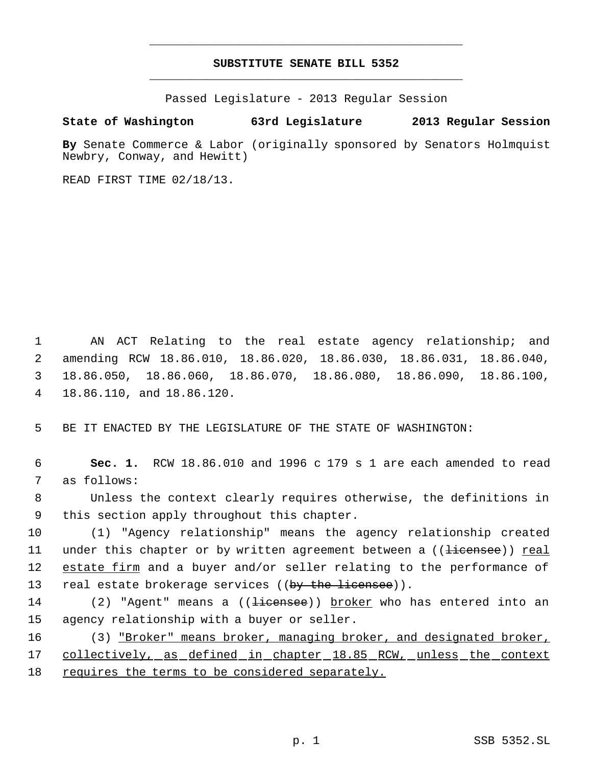# SUBSTITUTE SENATE BILL 5352

Passed Legislature - 2013 Regular Session

**State of Washington 63rd Legislature 2013 Regular Session**

**By** Senate Commerce & Labor (originally sponsored by Senators Holmquist Newbry, Conway, and Hewitt)

READ FIRST TIME 02/18/13.

AN ACT Relating to the real estate agency relationship; and amending RCW 18.86.010, 18.86.020, 18.86.030, 18.86.031, 18.86.040, 18.86.050, 18.86.060, 18.86.070, 18.86.080, 18.86.090, 18.86.100, 18.86.110, and 18.86.120.

BE IT ENACTED BY THE LEGISLATURE OF THE STATE OF WASHINGTON:

**Sec. 1.** RCW 18.86.010 and 1996 c 179 s 1 are each amended to read as follows:

Unless the context clearly requires otherwise, the definitions in this section apply throughout this chapter.

(1) "Agency relationship" means the agency relationship created under this chapter or by written agreement between a ((~~licensee~~)) <u>real estate firm</u> and a buyer and/or seller relating to the performance of real estate brokerage services ((~~by the licensee~~)).

(2) "Agent" means a ((~~licensee~~)) <u>broker</u> who has entered into an agency relationship with a buyer or seller.

(3) <u>"Broker" means broker, managing broker, and designated broker, collectively, as defined in chapter 18.85 RCW, unless the context requires the terms to be considered separately.</u>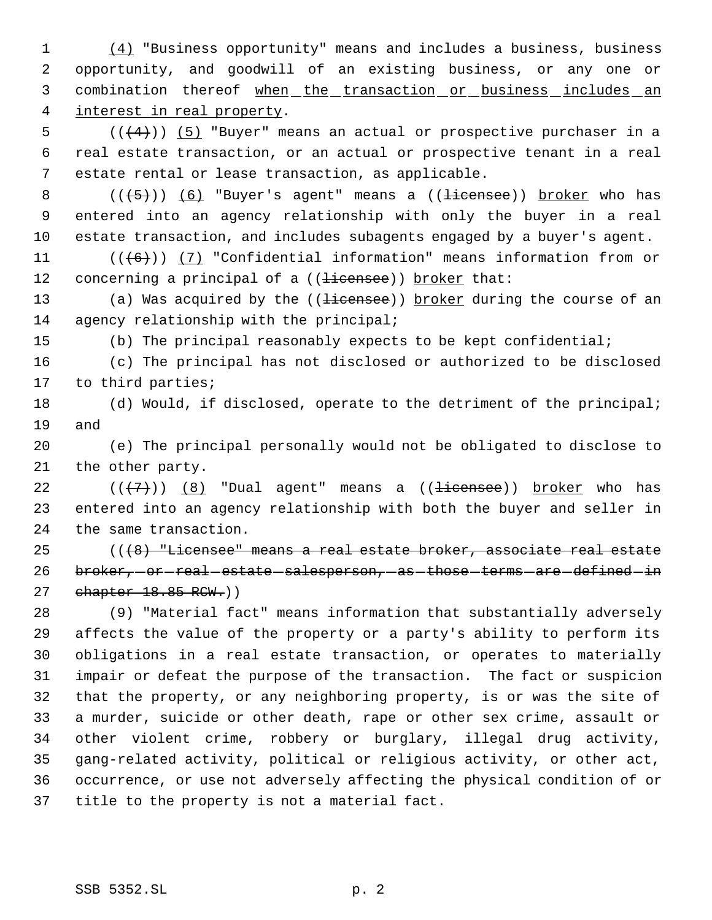(4) "Business opportunity" means and includes a business, business opportunity, and goodwill of an existing business, or any one or combination thereof when the transaction or business includes an interest in real property.

(((4))) (5) "Buyer" means an actual or prospective purchaser in a real estate transaction, or an actual or prospective tenant in a real estate rental or lease transaction, as applicable.

(((5))) (6) "Buyer's agent" means a ((licensee)) broker who has entered into an agency relationship with only the buyer in a real estate transaction, and includes subagents engaged by a buyer's agent.

(((6))) (7) "Confidential information" means information from or concerning a principal of a ((licensee)) broker that:

(a) Was acquired by the ((licensee)) broker during the course of an agency relationship with the principal;

(b) The principal reasonably expects to be kept confidential;

(c) The principal has not disclosed or authorized to be disclosed to third parties;

(d) Would, if disclosed, operate to the detriment of the principal; and

(e) The principal personally would not be obligated to disclose to the other party.

(((7))) (8) "Dual agent" means a ((licensee)) broker who has entered into an agency relationship with both the buyer and seller in the same transaction.

(((8) "Licensee" means a real estate broker, associate real estate broker, or real estate salesperson, as those terms are defined in chapter 18.85 RCW.))

(9) "Material fact" means information that substantially adversely affects the value of the property or a party's ability to perform its obligations in a real estate transaction, or operates to materially impair or defeat the purpose of the transaction. The fact or suspicion that the property, or any neighboring property, is or was the site of a murder, suicide or other death, rape or other sex crime, assault or other violent crime, robbery or burglary, illegal drug activity, gang-related activity, political or religious activity, or other act, occurrence, or use not adversely affecting the physical condition of or title to the property is not a material fact.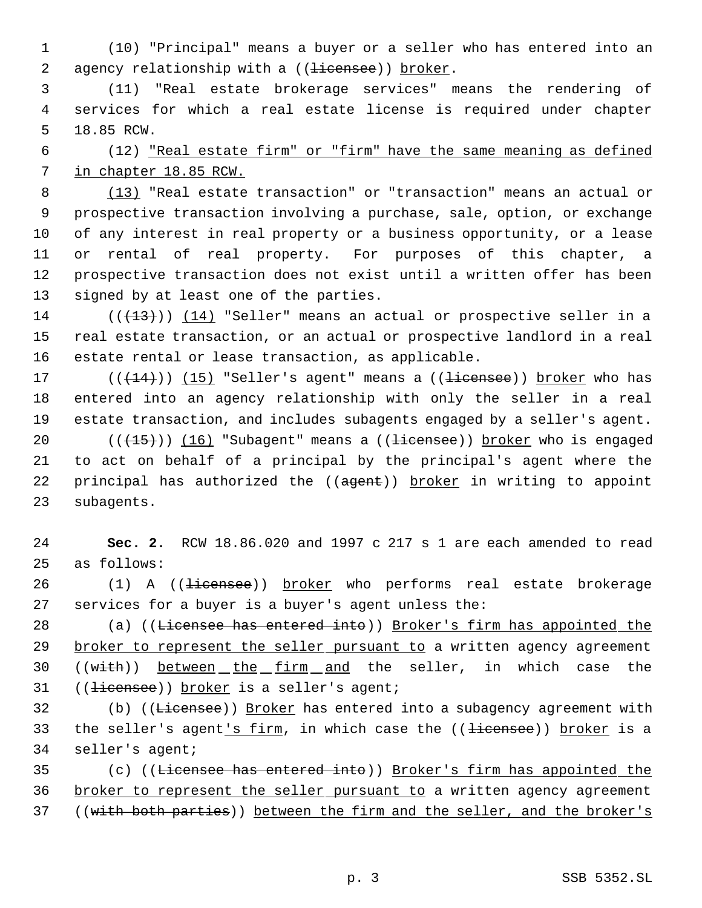(10) "Principal" means a buyer or a seller who has entered into an agency relationship with a ((~~licensee~~)) <u>broker</u>.

(11) "Real estate brokerage services" means the rendering of services for which a real estate license is required under chapter 18.85 RCW.

(12) <u>"Real estate firm" or "firm" have the same meaning as defined in chapter 18.85 RCW.</u>

<u>(13)</u> "Real estate transaction" or "transaction" means an actual or prospective transaction involving a purchase, sale, option, or exchange of any interest in real property or a business opportunity, or a lease or rental of real property. For purposes of this chapter, a prospective transaction does not exist until a written offer has been signed by at least one of the parties.

((~~(13)~~)) <u>(14)</u> "Seller" means an actual or prospective seller in a real estate transaction, or an actual or prospective landlord in a real estate rental or lease transaction, as applicable.

((~~(14)~~)) <u>(15)</u> "Seller's agent" means a ((~~licensee~~)) <u>broker</u> who has entered into an agency relationship with only the seller in a real estate transaction, and includes subagents engaged by a seller's agent.

((~~(15)~~)) <u>(16)</u> "Subagent" means a ((~~licensee~~)) <u>broker</u> who is engaged to act on behalf of a principal by the principal's agent where the principal has authorized the ((~~agent~~)) <u>broker</u> in writing to appoint subagents.

**Sec. 2.** RCW 18.86.020 and 1997 c 217 s 1 are each amended to read as follows:

(1) A ((~~licensee~~)) <u>broker</u> who performs real estate brokerage services for a buyer is a buyer's agent unless the:

(a) ((~~Licensee has entered into~~)) <u>Broker's firm has appointed the broker to represent the seller pursuant to</u> a written agency agreement ((~~with~~)) <u>between the firm and</u> the seller, in which case the ((~~licensee~~)) <u>broker</u> is a seller's agent;

(b) ((~~Licensee~~)) <u>Broker</u> has entered into a subagency agreement with the seller's agent<u>'s firm</u>, in which case the ((~~licensee~~)) <u>broker</u> is a seller's agent;

(c) ((~~Licensee has entered into~~)) <u>Broker's firm has appointed the broker to represent the seller pursuant to</u> a written agency agreement ((~~with both parties~~)) <u>between the firm and the seller, and the broker's</u>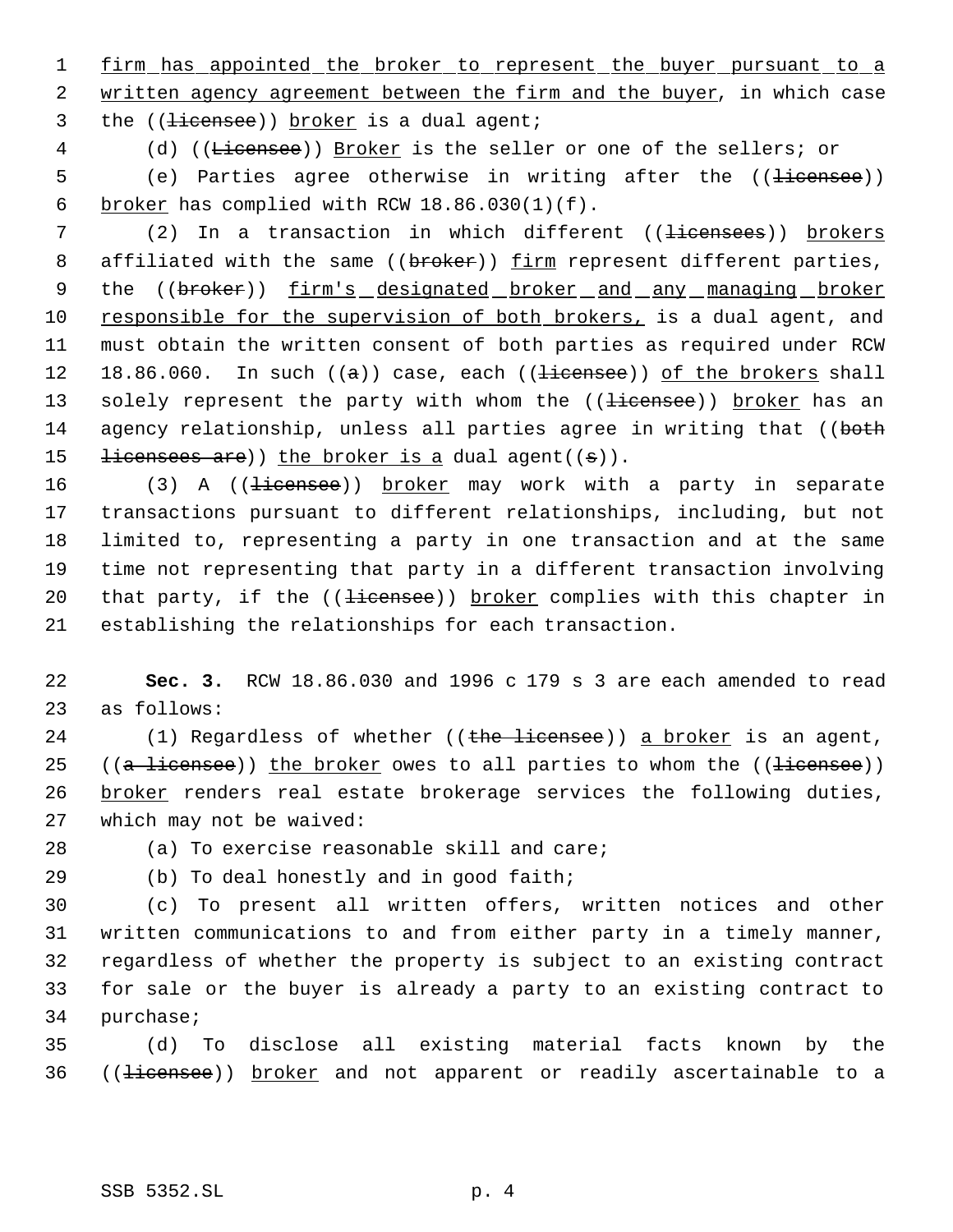firm has appointed the broker to represent the buyer pursuant to a written agency agreement between the firm and the buyer, in which case the ((~~licensee~~)) broker is a dual agent;

(d) ((~~Licensee~~)) Broker is the seller or one of the sellers; or

(e) Parties agree otherwise in writing after the ((~~licensee~~)) broker has complied with RCW 18.86.030(1)(f).

(2) In a transaction in which different ((~~licensees~~)) brokers affiliated with the same ((~~broker~~)) firm represent different parties, the ((~~broker~~)) firm's designated broker and any managing broker responsible for the supervision of both brokers, is a dual agent, and must obtain the written consent of both parties as required under RCW 18.86.060. In such ((~~a~~)) case, each ((~~licensee~~)) of the brokers shall solely represent the party with whom the ((~~licensee~~)) broker has an agency relationship, unless all parties agree in writing that ((~~both licensees are~~)) the broker is a dual agent((~~s~~)).

(3) A ((~~licensee~~)) broker may work with a party in separate transactions pursuant to different relationships, including, but not limited to, representing a party in one transaction and at the same time not representing that party in a different transaction involving that party, if the ((~~licensee~~)) broker complies with this chapter in establishing the relationships for each transaction.

**Sec. 3.** RCW 18.86.030 and 1996 c 179 s 3 are each amended to read as follows:

(1) Regardless of whether ((~~the licensee~~)) a broker is an agent, ((~~a licensee~~)) the broker owes to all parties to whom the ((~~licensee~~)) broker renders real estate brokerage services the following duties, which may not be waived:

(a) To exercise reasonable skill and care;

(b) To deal honestly and in good faith;

(c) To present all written offers, written notices and other written communications to and from either party in a timely manner, regardless of whether the property is subject to an existing contract for sale or the buyer is already a party to an existing contract to purchase;

(d) To disclose all existing material facts known by the ((~~licensee~~)) broker and not apparent or readily ascertainable to a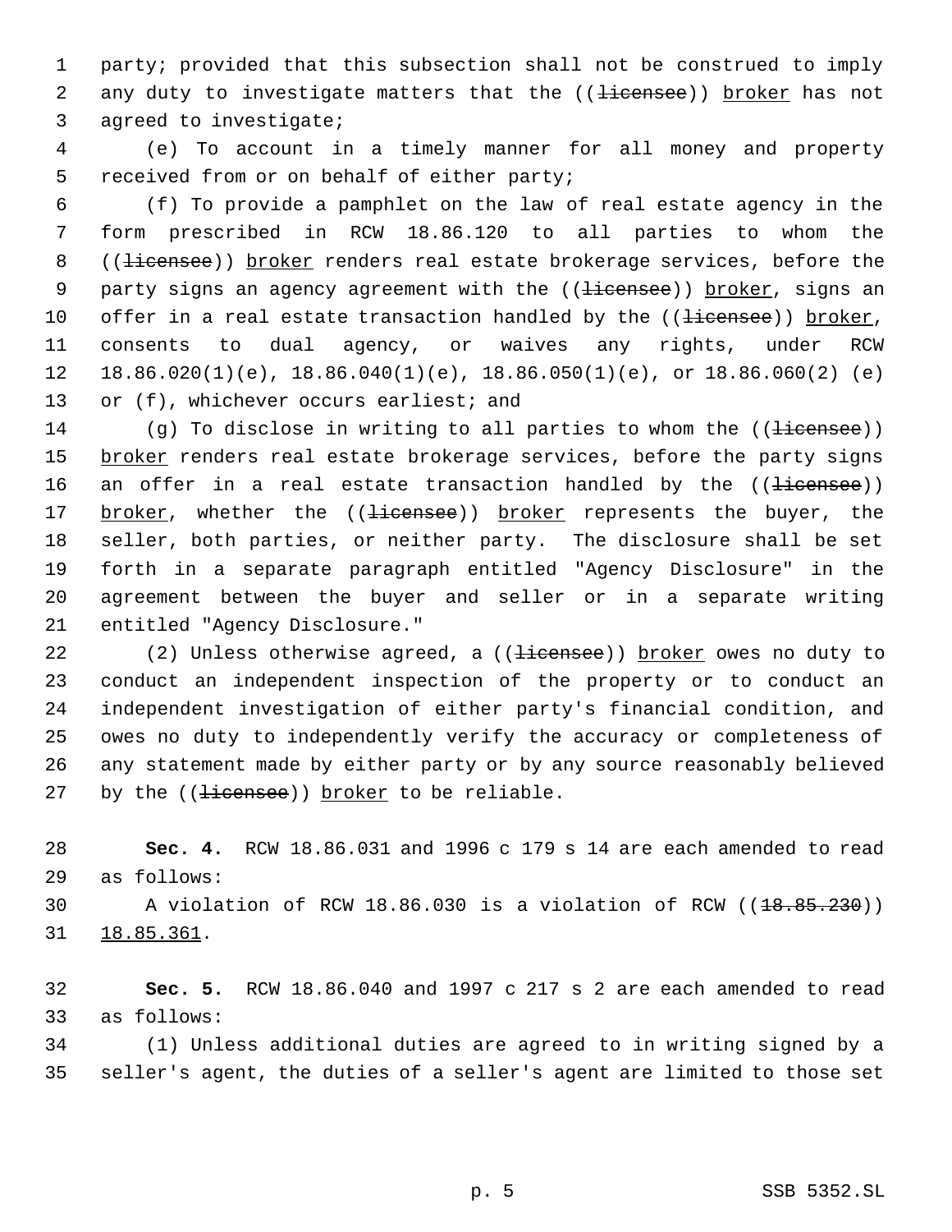party; provided that this subsection shall not be construed to imply any duty to investigate matters that the ((~~licensee~~)) <u>broker</u> has not agreed to investigate;

(e) To account in a timely manner for all money and property received from or on behalf of either party;

(f) To provide a pamphlet on the law of real estate agency in the form prescribed in RCW 18.86.120 to all parties to whom the ((~~licensee~~)) <u>broker</u> renders real estate brokerage services, before the party signs an agency agreement with the ((~~licensee~~)) <u>broker</u>, signs an offer in a real estate transaction handled by the ((~~licensee~~)) <u>broker</u>, consents to dual agency, or waives any rights, under RCW 18.86.020(1)(e), 18.86.040(1)(e), 18.86.050(1)(e), or 18.86.060(2) (e) or (f), whichever occurs earliest; and

(g) To disclose in writing to all parties to whom the ((~~licensee~~)) <u>broker</u> renders real estate brokerage services, before the party signs an offer in a real estate transaction handled by the ((~~licensee~~)) <u>broker</u>, whether the ((~~licensee~~)) <u>broker</u> represents the buyer, the seller, both parties, or neither party. The disclosure shall be set forth in a separate paragraph entitled "Agency Disclosure" in the agreement between the buyer and seller or in a separate writing entitled "Agency Disclosure."

(2) Unless otherwise agreed, a ((~~licensee~~)) <u>broker</u> owes no duty to conduct an independent inspection of the property or to conduct an independent investigation of either party's financial condition, and owes no duty to independently verify the accuracy or completeness of any statement made by either party or by any source reasonably believed by the ((~~licensee~~)) <u>broker</u> to be reliable.

**Sec. 4.** RCW 18.86.031 and 1996 c 179 s 14 are each amended to read as follows:

A violation of RCW 18.86.030 is a violation of RCW ((~~18.85.230~~)) <u>18.85.361</u>.

**Sec. 5.** RCW 18.86.040 and 1997 c 217 s 2 are each amended to read as follows:

(1) Unless additional duties are agreed to in writing signed by a seller's agent, the duties of a seller's agent are limited to those set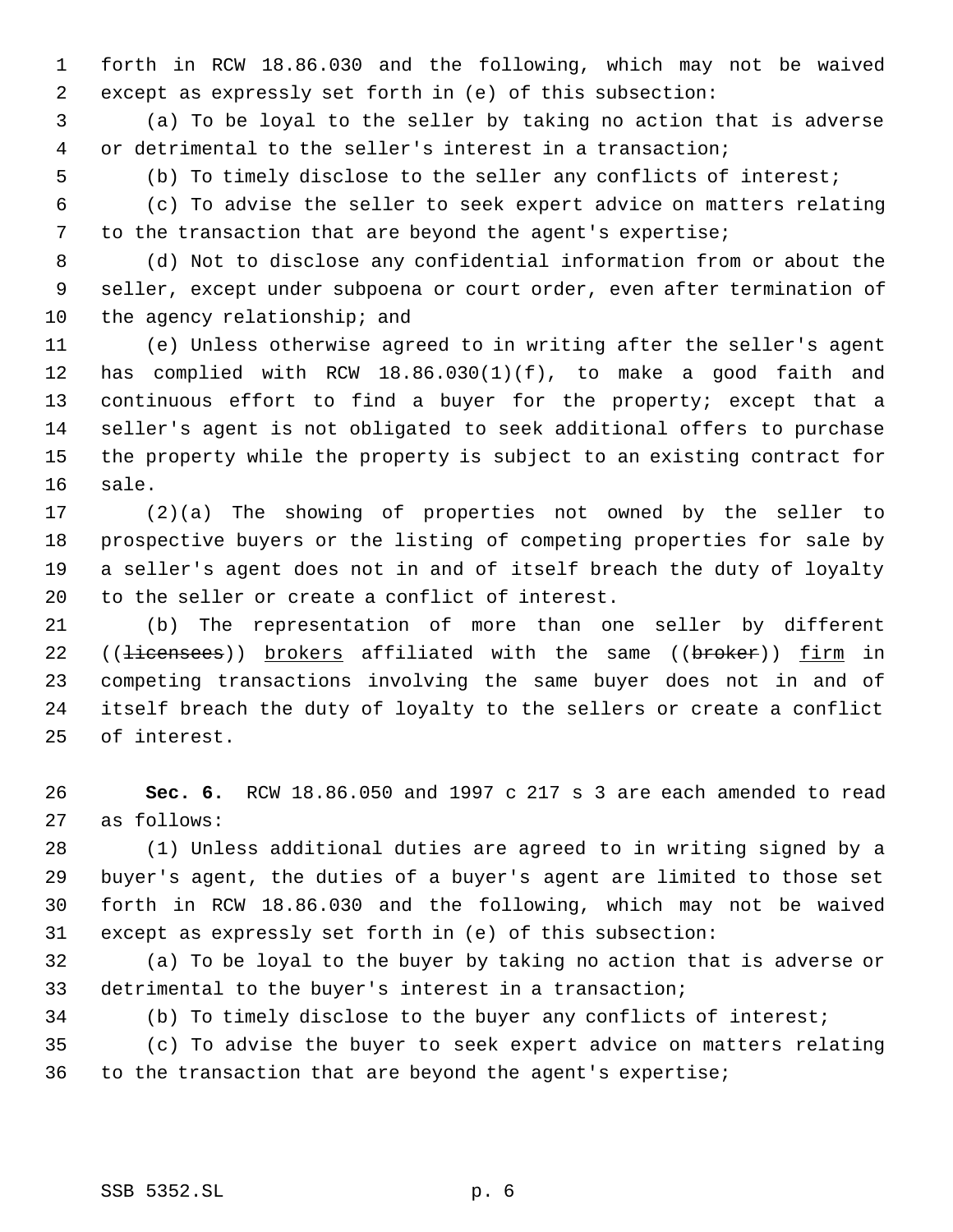forth in RCW 18.86.030 and the following, which may not be waived except as expressly set forth in (e) of this subsection:

(a) To be loyal to the seller by taking no action that is adverse or detrimental to the seller's interest in a transaction;

(b) To timely disclose to the seller any conflicts of interest;

(c) To advise the seller to seek expert advice on matters relating to the transaction that are beyond the agent's expertise;

(d) Not to disclose any confidential information from or about the seller, except under subpoena or court order, even after termination of the agency relationship; and

(e) Unless otherwise agreed to in writing after the seller's agent has complied with RCW 18.86.030(1)(f), to make a good faith and continuous effort to find a buyer for the property; except that a seller's agent is not obligated to seek additional offers to purchase the property while the property is subject to an existing contract for sale.

(2)(a) The showing of properties not owned by the seller to prospective buyers or the listing of competing properties for sale by a seller's agent does not in and of itself breach the duty of loyalty to the seller or create a conflict of interest.

(b) The representation of more than one seller by different ((~~licensees~~)) <u>brokers</u> affiliated with the same ((~~broker~~)) <u>firm</u> in competing transactions involving the same buyer does not in and of itself breach the duty of loyalty to the sellers or create a conflict of interest.

**Sec. 6.** RCW 18.86.050 and 1997 c 217 s 3 are each amended to read as follows:

(1) Unless additional duties are agreed to in writing signed by a buyer's agent, the duties of a buyer's agent are limited to those set forth in RCW 18.86.030 and the following, which may not be waived except as expressly set forth in (e) of this subsection:

(a) To be loyal to the buyer by taking no action that is adverse or detrimental to the buyer's interest in a transaction;

(b) To timely disclose to the buyer any conflicts of interest;

(c) To advise the buyer to seek expert advice on matters relating to the transaction that are beyond the agent's expertise;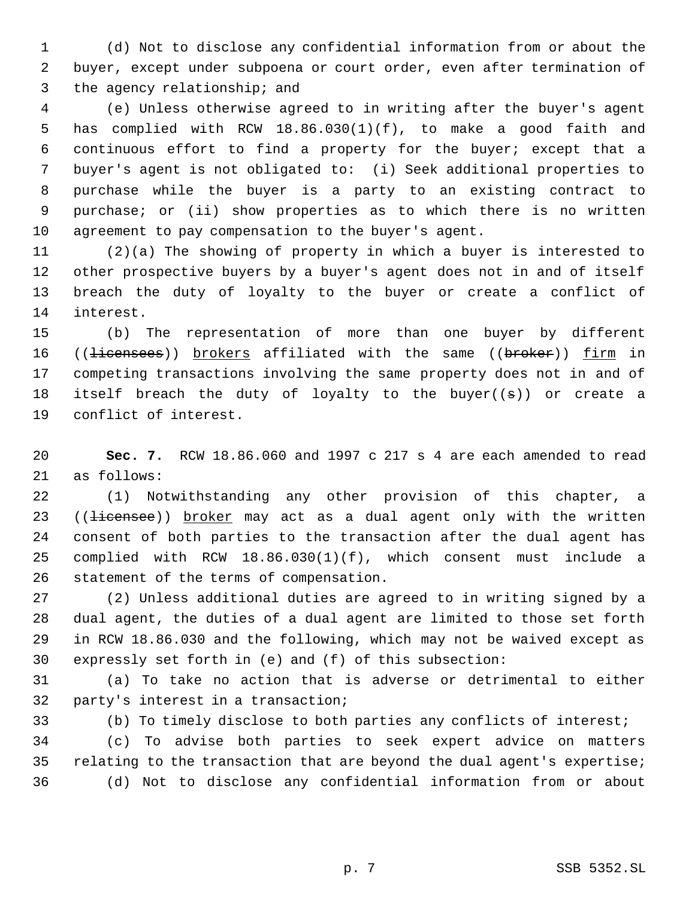(d) Not to disclose any confidential information from or about the buyer, except under subpoena or court order, even after termination of the agency relationship; and

(e) Unless otherwise agreed to in writing after the buyer's agent has complied with RCW 18.86.030(1)(f), to make a good faith and continuous effort to find a property for the buyer; except that a buyer's agent is not obligated to: (i) Seek additional properties to purchase while the buyer is a party to an existing contract to purchase; or (ii) show properties as to which there is no written agreement to pay compensation to the buyer's agent.

(2)(a) The showing of property in which a buyer is interested to other prospective buyers by a buyer's agent does not in and of itself breach the duty of loyalty to the buyer or create a conflict of interest.

(b) The representation of more than one buyer by different ((~~licensees~~)) <u>brokers</u> affiliated with the same ((~~broker~~)) <u>firm</u> in competing transactions involving the same property does not in and of itself breach the duty of loyalty to the buyer((~~s~~)) or create a conflict of interest.

**Sec. 7.** RCW 18.86.060 and 1997 c 217 s 4 are each amended to read as follows:

(1) Notwithstanding any other provision of this chapter, a ((~~licensee~~)) <u>broker</u> may act as a dual agent only with the written consent of both parties to the transaction after the dual agent has complied with RCW 18.86.030(1)(f), which consent must include a statement of the terms of compensation.

(2) Unless additional duties are agreed to in writing signed by a dual agent, the duties of a dual agent are limited to those set forth in RCW 18.86.030 and the following, which may not be waived except as expressly set forth in (e) and (f) of this subsection:

(a) To take no action that is adverse or detrimental to either party's interest in a transaction;

(b) To timely disclose to both parties any conflicts of interest;

(c) To advise both parties to seek expert advice on matters relating to the transaction that are beyond the dual agent's expertise;

(d) Not to disclose any confidential information from or about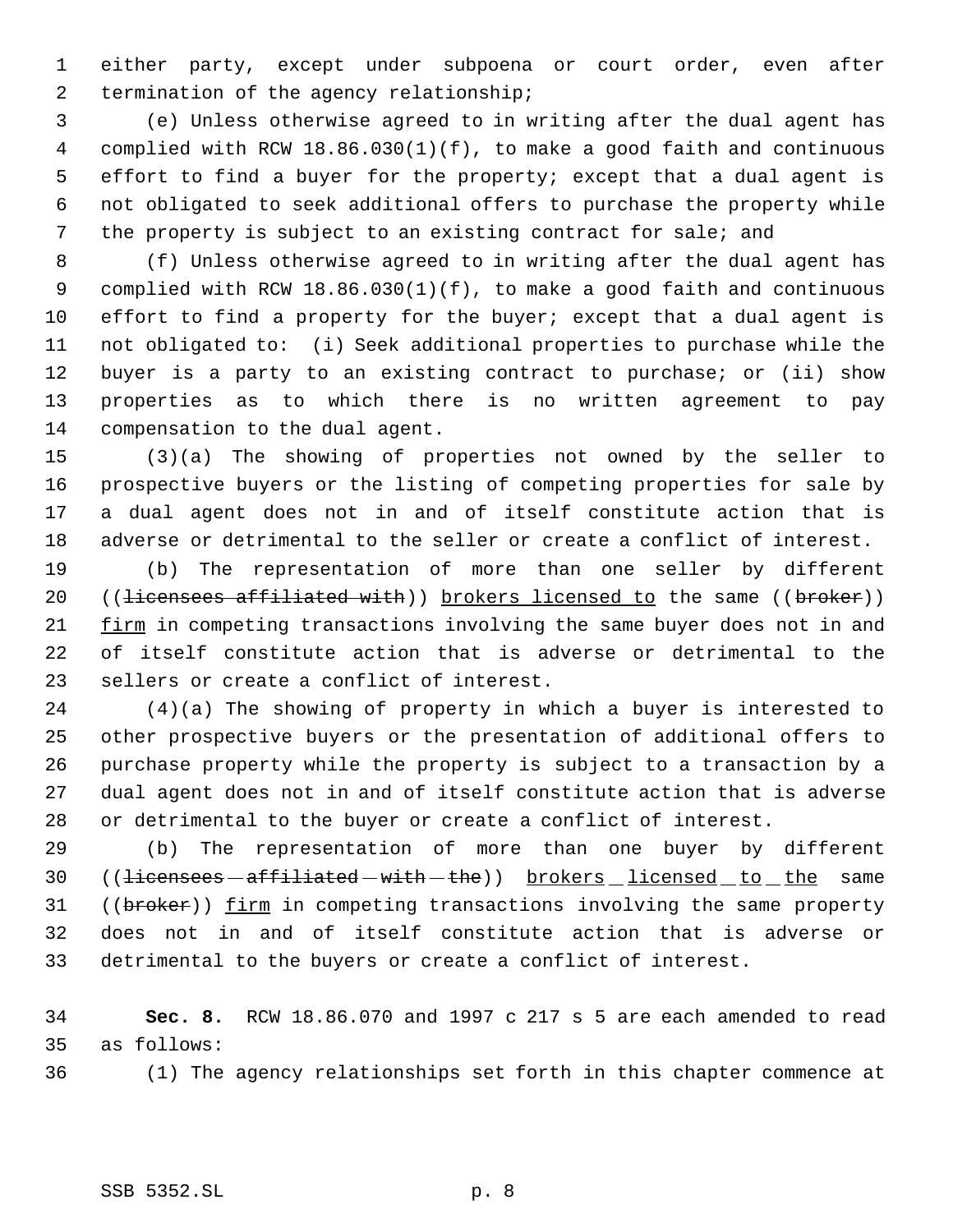either party, except under subpoena or court order, even after termination of the agency relationship;

(e) Unless otherwise agreed to in writing after the dual agent has complied with RCW 18.86.030(1)(f), to make a good faith and continuous effort to find a buyer for the property; except that a dual agent is not obligated to seek additional offers to purchase the property while the property is subject to an existing contract for sale; and

(f) Unless otherwise agreed to in writing after the dual agent has complied with RCW 18.86.030(1)(f), to make a good faith and continuous effort to find a property for the buyer; except that a dual agent is not obligated to: (i) Seek additional properties to purchase while the buyer is a party to an existing contract to purchase; or (ii) show properties as to which there is no written agreement to pay compensation to the dual agent.

(3)(a) The showing of properties not owned by the seller to prospective buyers or the listing of competing properties for sale by a dual agent does not in and of itself constitute action that is adverse or detrimental to the seller or create a conflict of interest.

(b) The representation of more than one seller by different ((~~licensees affiliated with~~)) <u>brokers licensed to</u> the same ((~~broker~~)) <u>firm</u> in competing transactions involving the same buyer does not in and of itself constitute action that is adverse or detrimental to the sellers or create a conflict of interest.

(4)(a) The showing of property in which a buyer is interested to other prospective buyers or the presentation of additional offers to purchase property while the property is subject to a transaction by a dual agent does not in and of itself constitute action that is adverse or detrimental to the buyer or create a conflict of interest.

(b) The representation of more than one buyer by different ((~~licensees affiliated with the~~)) <u>brokers licensed to the</u> same ((~~broker~~)) <u>firm</u> in competing transactions involving the same property does not in and of itself constitute action that is adverse or detrimental to the buyers or create a conflict of interest.

**Sec. 8.** RCW 18.86.070 and 1997 c 217 s 5 are each amended to read as follows:

(1) The agency relationships set forth in this chapter commence at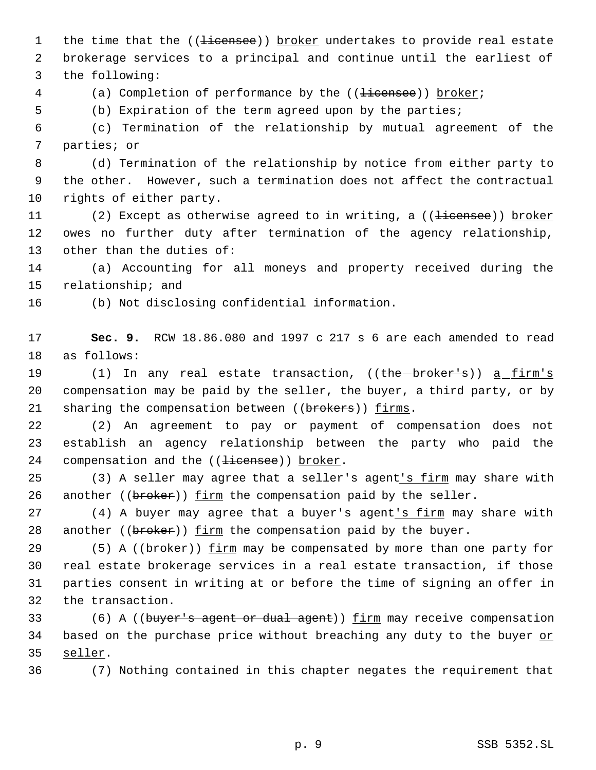the time that the ((~~licensee~~)) broker undertakes to provide real estate brokerage services to a principal and continue until the earliest of the following:

(a) Completion of performance by the ((~~licensee~~)) broker;

(b) Expiration of the term agreed upon by the parties;

(c) Termination of the relationship by mutual agreement of the parties; or

(d) Termination of the relationship by notice from either party to the other. However, such a termination does not affect the contractual rights of either party.

(2) Except as otherwise agreed to in writing, a ((~~licensee~~)) broker owes no further duty after termination of the agency relationship, other than the duties of:

(a) Accounting for all moneys and property received during the relationship; and

(b) Not disclosing confidential information.

**Sec. 9.** RCW 18.86.080 and 1997 c 217 s 6 are each amended to read as follows:

(1) In any real estate transaction, ((~~the broker's~~)) a firm's compensation may be paid by the seller, the buyer, a third party, or by sharing the compensation between ((~~brokers~~)) firms.

(2) An agreement to pay or payment of compensation does not establish an agency relationship between the party who paid the compensation and the ((~~licensee~~)) broker.

(3) A seller may agree that a seller's agent's firm may share with another ((~~broker~~)) firm the compensation paid by the seller.

(4) A buyer may agree that a buyer's agent's firm may share with another ((~~broker~~)) firm the compensation paid by the buyer.

(5) A ((~~broker~~)) firm may be compensated by more than one party for real estate brokerage services in a real estate transaction, if those parties consent in writing at or before the time of signing an offer in the transaction.

(6) A ((~~buyer's agent or dual agent~~)) firm may receive compensation based on the purchase price without breaching any duty to the buyer or seller.

(7) Nothing contained in this chapter negates the requirement that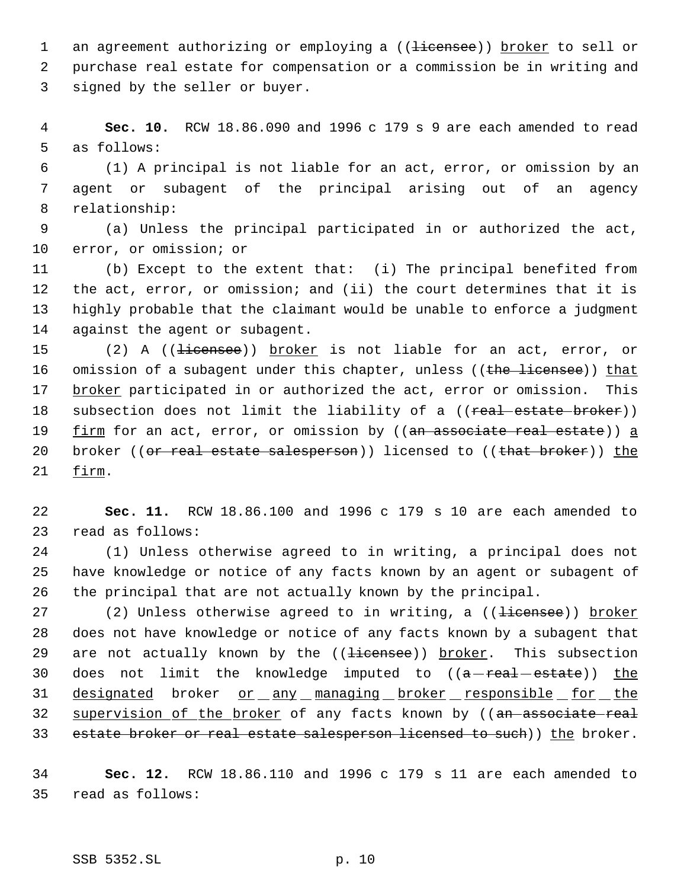an agreement authorizing or employing a ((~~licensee~~)) broker to sell or purchase real estate for compensation or a commission be in writing and signed by the seller or buyer.

**Sec. 10.** RCW 18.86.090 and 1996 c 179 s 9 are each amended to read as follows:

(1) A principal is not liable for an act, error, or omission by an agent or subagent of the principal arising out of an agency relationship:

(a) Unless the principal participated in or authorized the act, error, or omission; or

(b) Except to the extent that: (i) The principal benefited from the act, error, or omission; and (ii) the court determines that it is highly probable that the claimant would be unable to enforce a judgment against the agent or subagent.

(2) A ((~~licensee~~)) broker is not liable for an act, error, or omission of a subagent under this chapter, unless ((~~the licensee~~)) that broker participated in or authorized the act, error or omission. This subsection does not limit the liability of a ((~~real estate broker~~)) firm for an act, error, or omission by ((~~an associate real estate~~)) a broker ((~~or real estate salesperson~~)) licensed to ((~~that broker~~)) the firm.

**Sec. 11.** RCW 18.86.100 and 1996 c 179 s 10 are each amended to read as follows:

(1) Unless otherwise agreed to in writing, a principal does not have knowledge or notice of any facts known by an agent or subagent of the principal that are not actually known by the principal.

(2) Unless otherwise agreed to in writing, a ((~~licensee~~)) broker does not have knowledge or notice of any facts known by a subagent that are not actually known by the ((~~licensee~~)) broker. This subsection does not limit the knowledge imputed to ((~~a real estate~~)) the designated broker or any managing broker responsible for the supervision of the broker of any facts known by ((~~an associate real estate broker or real estate salesperson licensed to such~~)) the broker.

**Sec. 12.** RCW 18.86.110 and 1996 c 179 s 11 are each amended to read as follows: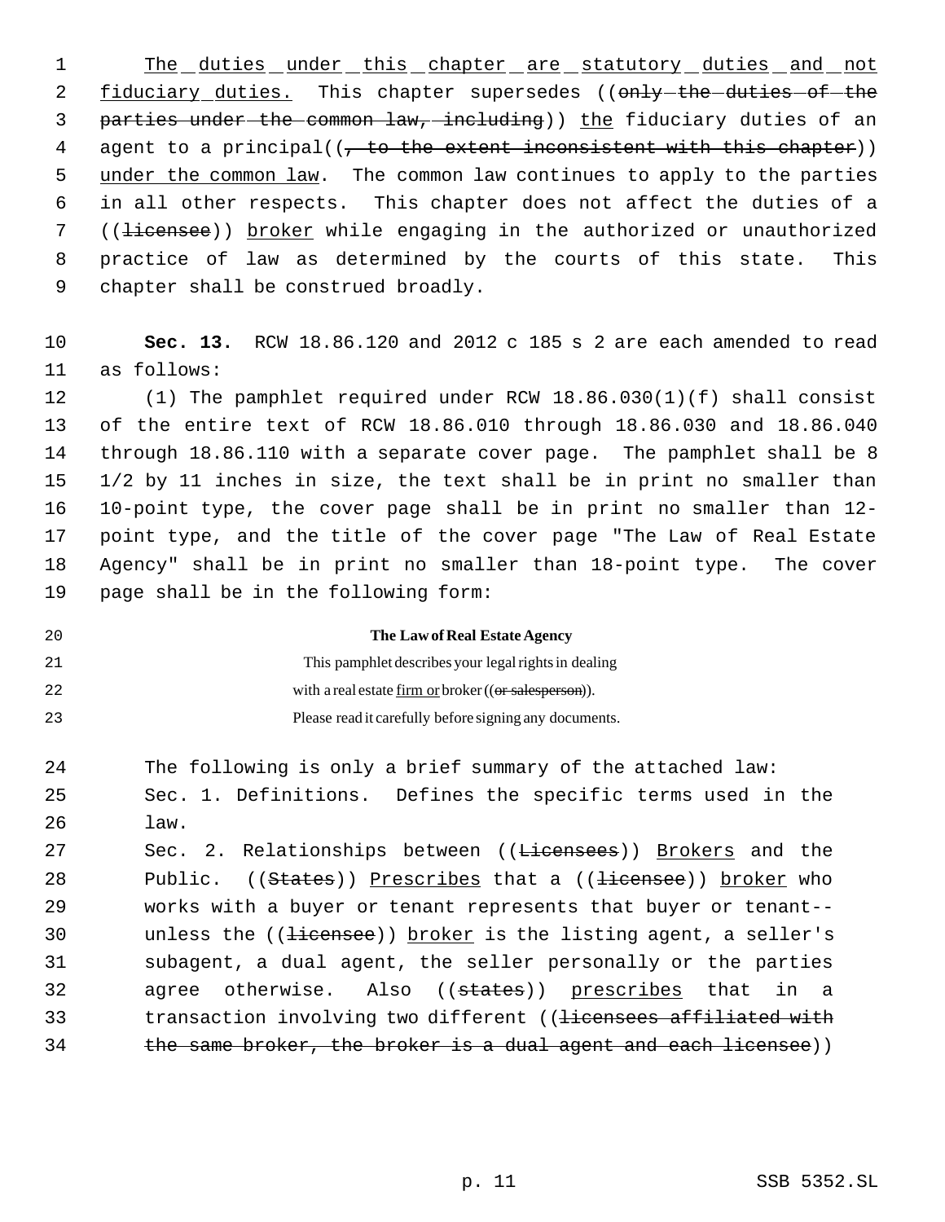The duties under this chapter are statutory duties and not fiduciary duties. This chapter supersedes ((only the duties of the parties under the common law, including)) the fiduciary duties of an agent to a principal((, to the extent inconsistent with this chapter)) under the common law. The common law continues to apply to the parties in all other respects. This chapter does not affect the duties of a ((licensee)) broker while engaging in the authorized or unauthorized practice of law as determined by the courts of this state. This chapter shall be construed broadly.

**Sec. 13.** RCW 18.86.120 and 2012 c 185 s 2 are each amended to read as follows:

(1) The pamphlet required under RCW 18.86.030(1)(f) shall consist of the entire text of RCW 18.86.010 through 18.86.030 and 18.86.040 through 18.86.110 with a separate cover page. The pamphlet shall be 8 1/2 by 11 inches in size, the text shall be in print no smaller than 10-point type, the cover page shall be in print no smaller than 12-point type, and the title of the cover page "The Law of Real Estate Agency" shall be in print no smaller than 18-point type. The cover page shall be in the following form:

**The Law of Real Estate Agency**

This pamphlet describes your legal rights in dealing with a real estate firm or broker ((or salesperson)). Please read it carefully before signing any documents.

The following is only a brief summary of the attached law:

Sec. 1. Definitions. Defines the specific terms used in the law.

Sec. 2. Relationships between ((Licensees)) Brokers and the Public. ((States)) Prescribes that a ((licensee)) broker who works with a buyer or tenant represents that buyer or tenant--unless the ((licensee)) broker is the listing agent, a seller's subagent, a dual agent, the seller personally or the parties agree otherwise. Also ((states)) prescribes that in a transaction involving two different ((licensees affiliated with the same broker, the broker is a dual agent and each licensee))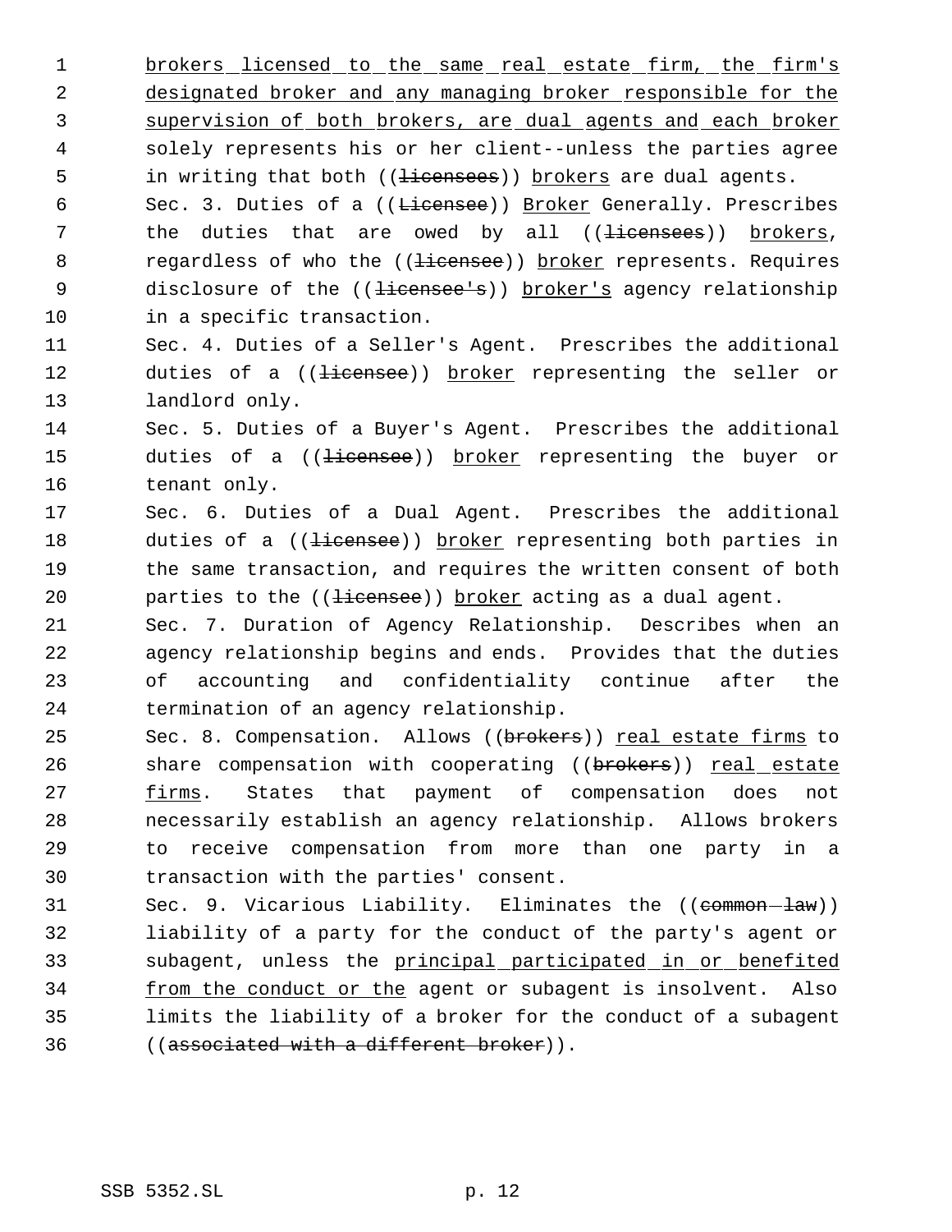brokers licensed to the same real estate firm, the firm's designated broker and any managing broker responsible for the supervision of both brokers, are dual agents and each broker solely represents his or her client--unless the parties agree in writing that both ((~~licensees~~)) brokers are dual agents.

Sec. 3. Duties of a ((~~Licensee~~)) Broker Generally. Prescribes the duties that are owed by all ((~~licensees~~)) brokers, regardless of who the ((~~licensee~~)) broker represents. Requires disclosure of the ((~~licensee's~~)) broker's agency relationship in a specific transaction.

Sec. 4. Duties of a Seller's Agent. Prescribes the additional duties of a ((~~licensee~~)) broker representing the seller or landlord only.

Sec. 5. Duties of a Buyer's Agent. Prescribes the additional duties of a ((~~licensee~~)) broker representing the buyer or tenant only.

Sec. 6. Duties of a Dual Agent. Prescribes the additional duties of a ((~~licensee~~)) broker representing both parties in the same transaction, and requires the written consent of both parties to the ((~~licensee~~)) broker acting as a dual agent.

Sec. 7. Duration of Agency Relationship. Describes when an agency relationship begins and ends. Provides that the duties of accounting and confidentiality continue after the termination of an agency relationship.

Sec. 8. Compensation. Allows ((~~brokers~~)) real estate firms to share compensation with cooperating ((~~brokers~~)) real estate firms. States that payment of compensation does not necessarily establish an agency relationship. Allows brokers to receive compensation from more than one party in a transaction with the parties' consent.

Sec. 9. Vicarious Liability. Eliminates the ((~~common law~~)) liability of a party for the conduct of the party's agent or subagent, unless the principal participated in or benefited from the conduct or the agent or subagent is insolvent. Also limits the liability of a broker for the conduct of a subagent ((~~associated with a different broker~~)).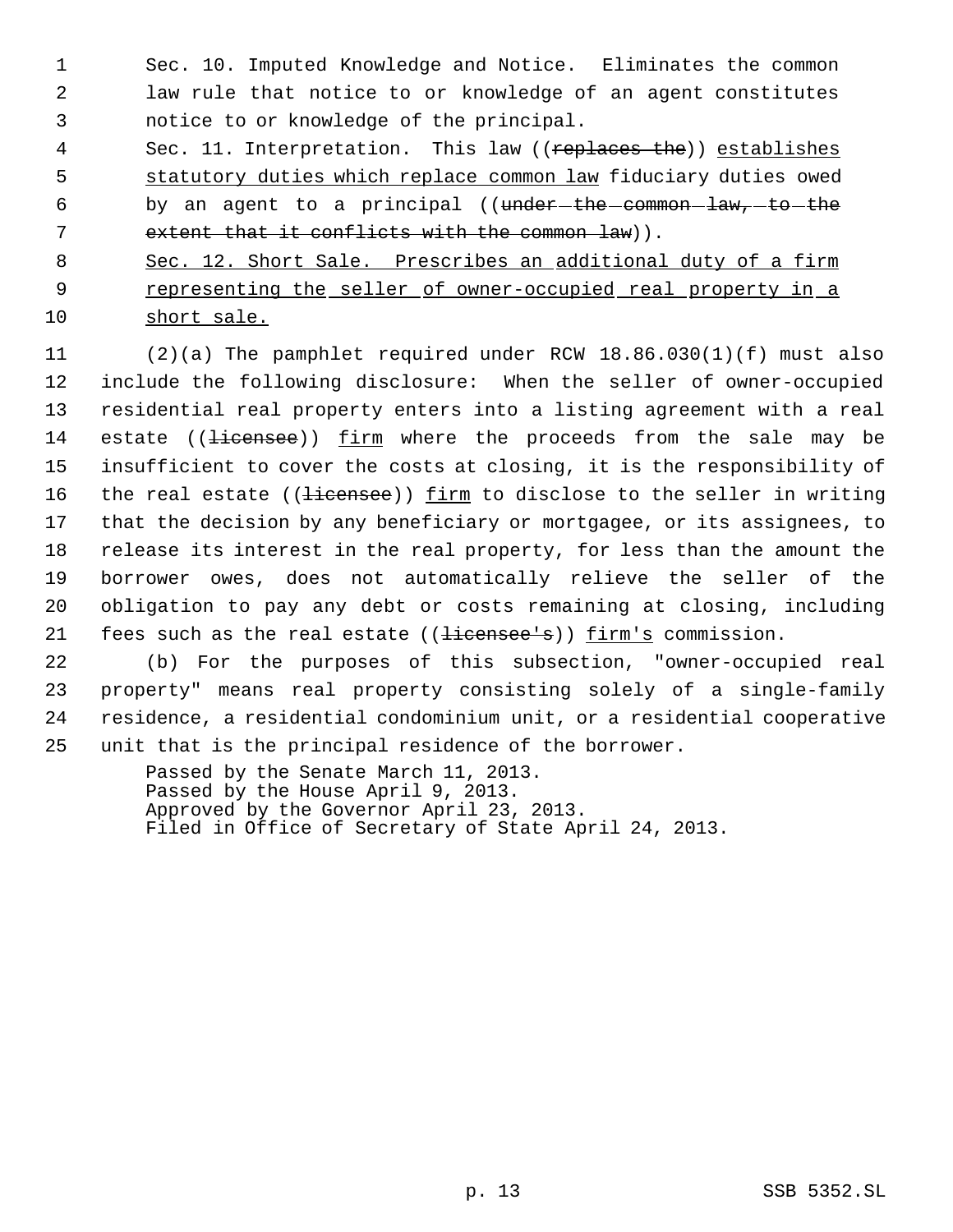Sec. 10. Imputed Knowledge and Notice. Eliminates the common law rule that notice to or knowledge of an agent constitutes notice to or knowledge of the principal.

Sec. 11. Interpretation. This law ((~~replaces the~~)) establishes statutory duties which replace common law fiduciary duties owed by an agent to a principal ((~~under the common law, to the extent that it conflicts with the common law~~)).

Sec. 12. Short Sale. Prescribes an additional duty of a firm representing the seller of owner-occupied real property in a short sale.

(2)(a) The pamphlet required under RCW 18.86.030(1)(f) must also include the following disclosure: When the seller of owner-occupied residential real property enters into a listing agreement with a real estate ((~~licensee~~)) firm where the proceeds from the sale may be insufficient to cover the costs at closing, it is the responsibility of the real estate ((~~licensee~~)) firm to disclose to the seller in writing that the decision by any beneficiary or mortgagee, or its assignees, to release its interest in the real property, for less than the amount the borrower owes, does not automatically relieve the seller of the obligation to pay any debt or costs remaining at closing, including fees such as the real estate ((~~licensee's~~)) firm's commission.

(b) For the purposes of this subsection, "owner-occupied real property" means real property consisting solely of a single-family residence, a residential condominium unit, or a residential cooperative unit that is the principal residence of the borrower.

Passed by the Senate March 11, 2013.
Passed by the House April 9, 2013.
Approved by the Governor April 23, 2013.
Filed in Office of Secretary of State April 24, 2013.